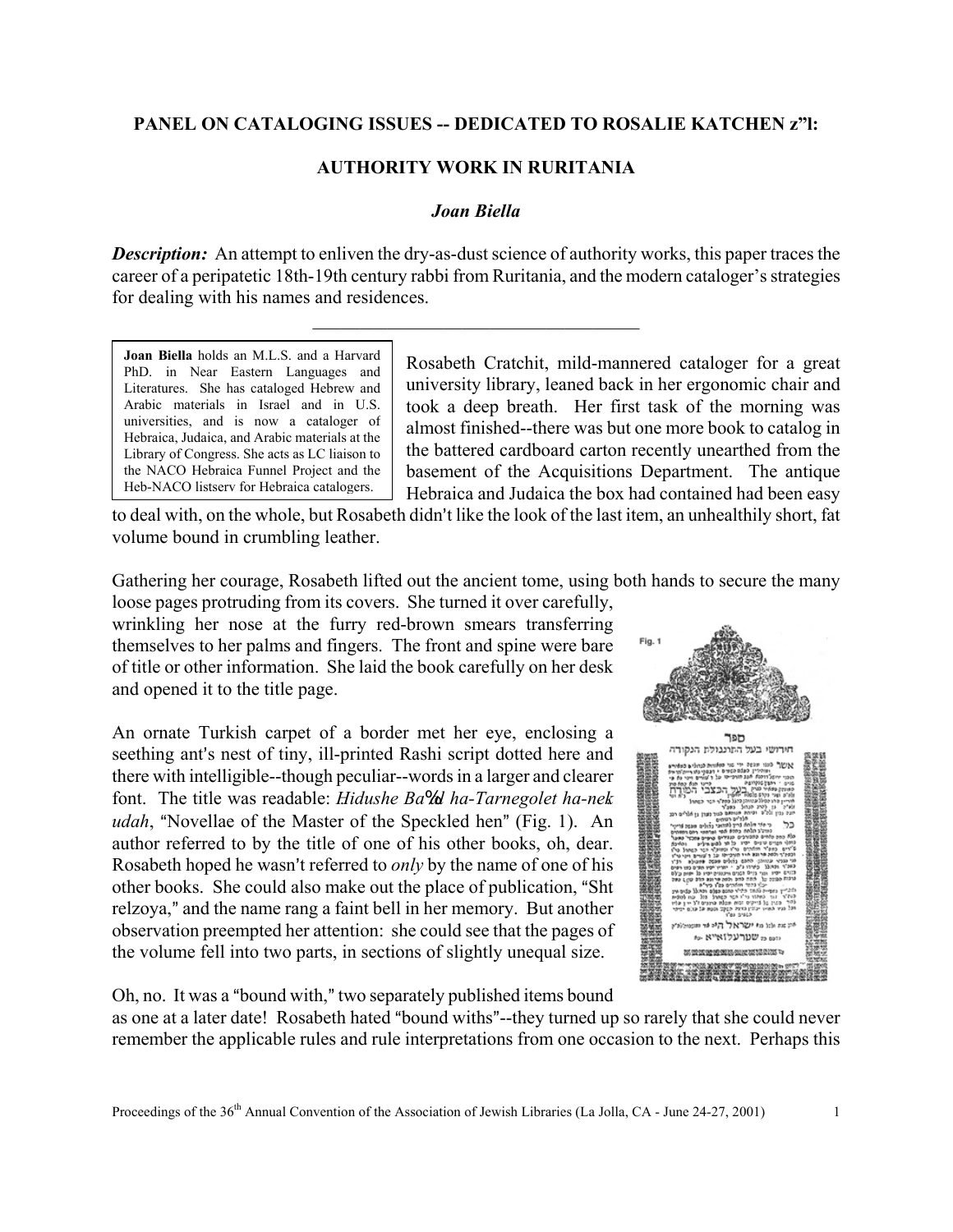**PANEL ON CATALOGING ISSUES -- DEDICATED TO ROSALIE KATCHEN z"l:**

**AUTHORITY WORK IN RURITANIA**

***Joan Biella***

***Description:*** An attempt to enliven the dry-as-dust science of authority works, this paper traces the career of a peripatetic 18th-19th century rabbi from Ruritania, and the modern cataloger's strategies for dealing with his names and residences.

---

**Joan Biella** holds an M.L.S. and a Harvard PhD. in Near Eastern Languages and Literatures. She has cataloged Hebrew and Arabic materials in Israel and in U.S. universities, and is now a cataloger of Hebraica, Judaica, and Arabic materials at the Library of Congress. She acts as LC liaison to the NACO Hebraica Funnel Project and the Heb-NACO listserv for Hebraica catalogers.

Rosabeth Cratchit, mild-mannered cataloger for a great university library, leaned back in her ergonomic chair and took a deep breath. Her first task of the morning was almost finished--there was but one more book to catalog in the battered cardboard carton recently unearthed from the basement of the Acquisitions Department. The antique Hebraica and Judaica the box had contained had been easy to deal with, on the whole, but Rosabeth didn't like the look of the last item, an unhealthily short, fat volume bound in crumbling leather.

Gathering her courage, Rosabeth lifted out the ancient tome, using both hands to secure the many loose pages protruding from its covers. She turned it over carefully, wrinkling her nose at the furry red-brown smears transferring themselves to her palms and fingers. The front and spine were bare of title or other information. She laid the book carefully on her desk and opened it to the title page.

An ornate Turkish carpet of a border met her eye, enclosing a seething ant's nest of tiny, ill-printed Rashi script dotted here and there with intelligible--though peculiar--words in a larger and clearer font. The title was readable: *Hidushe Ba%al ha-Tarnegolet ha-nekudah*, "Novellae of the Master of the Speckled hen" (Fig. 1). An author referred to by the title of one of his other books, oh, dear. Rosabeth hoped he wasn't referred to *only* by the name of one of his other books. She could also make out the place of publication, "Shtrelzoya," and the name rang a faint bell in her memory. But another observation preempted her attention: she could see that the pages of the volume fell into two parts, in sections of slightly unequal size.

Fig. 1

Oh, no. It was a "bound with," two separately published items bound as one at a later date! Rosabeth hated "bound withs"--they turned up so rarely that she could never remember the applicable rules and rule interpretations from one occasion to the next. Perhaps this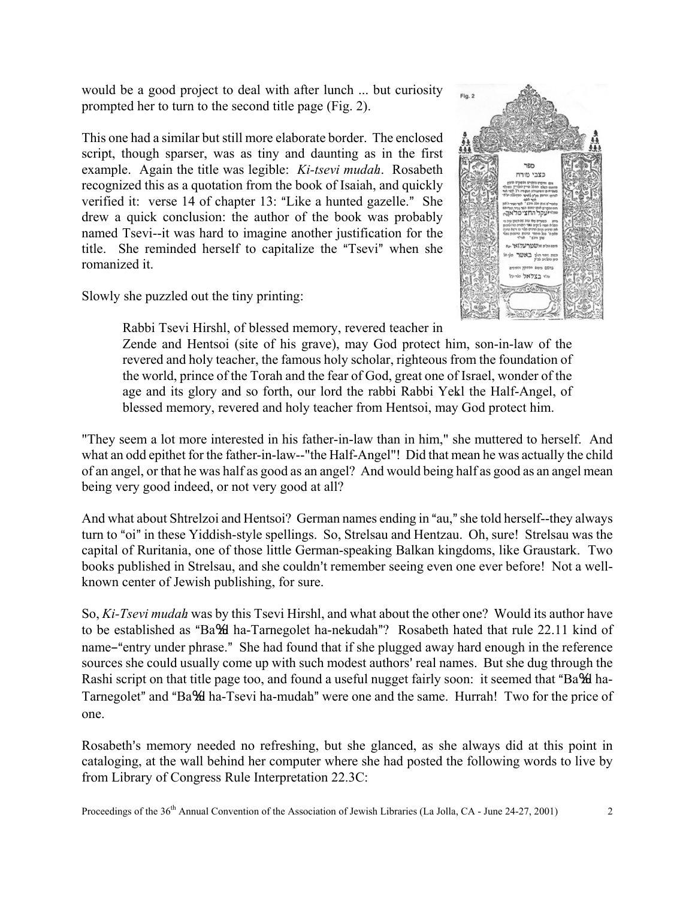would be a good project to deal with after lunch ... but curiosity prompted her to turn to the second title page (Fig. 2).

This one had a similar but still more elaborate border. The enclosed script, though sparser, was as tiny and daunting as in the first example. Again the title was legible: *Ki-tsevi mudaḥ*. Rosabeth recognized this as a quotation from the book of Isaiah, and quickly verified it: verse 14 of chapter 13: "Like a hunted gazelle." She drew a quick conclusion: the author of the book was probably named Tsevi--it was hard to imagine another justification for the title. She reminded herself to capitalize the "Tsevi" when she romanized it.

Slowly she puzzled out the tiny printing:

> Rabbi Tsevi Hirshl, of blessed memory, revered teacher in Zende and Hentsoi (site of his grave), may God protect him, son-in-law of the revered and holy teacher, the famous holy scholar, righteous from the foundation of the world, prince of the Torah and the fear of God, great one of Israel, wonder of the age and its glory and so forth, our lord the rabbi Rabbi Yekl the Half-Angel, of blessed memory, revered and holy teacher from Hentsoi, may God protect him.

"They seem a lot more interested in his father-in-law than in him," she muttered to herself. And what an odd epithet for the father-in-law--"the Half-Angel"! Did that mean he was actually the child of an angel, or that he was half as good as an angel? And would being half as good as an angel mean being very good indeed, or not very good at all?

And what about Shtrelzoi and Hentsoi? German names ending in "au," she told herself--they always turn to "oi" in these Yiddish-style spellings. So, Strelsau and Hentzau. Oh, sure! Strelsau was the capital of Ruritania, one of those little German-speaking Balkan kingdoms, like Graustark. Two books published in Strelsau, and she couldn't remember seeing even one ever before! Not a well-known center of Jewish publishing, for sure.

So, *Ki-Tsevi mudaḥ* was by this Tsevi Hirshl, and what about the other one? Would its author have to be established as "Baʻal ha-Tarnegolet ha-nekudah"? Rosabeth hated that rule 22.11 kind of name–"entry under phrase." She had found that if she plugged away hard enough in the reference sources she could usually come up with such modest authors' real names. But she dug through the Rashi script on that title page too, and found a useful nugget fairly soon: it seemed that "Baʻal ha-Tarnegolet" and "Baʻal ha-Tsevi ha-mudaḥ" were one and the same. Hurrah! Two for the price of one.

Rosabeth's memory needed no refreshing, but she glanced, as she always did at this point in cataloging, at the wall behind her computer where she had posted the following words to live by from Library of Congress Rule Interpretation 22.3C: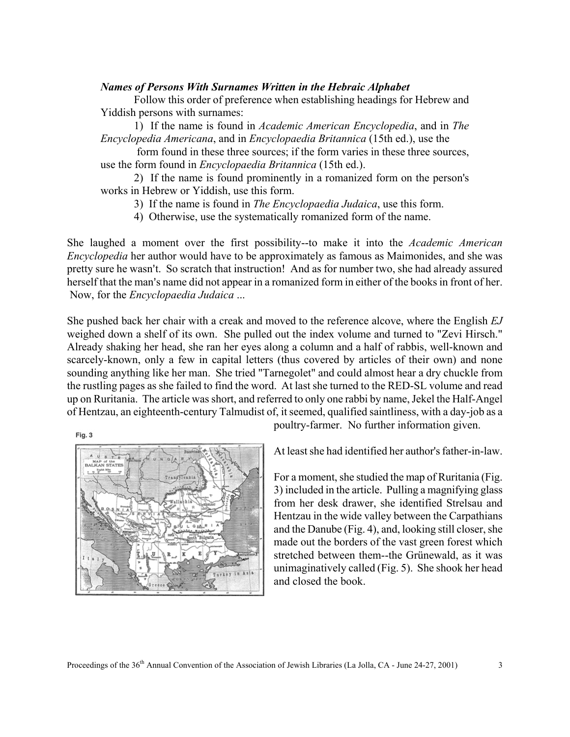***Names of Persons With Surnames Written in the Hebraic Alphabet***

Follow this order of preference when establishing headings for Hebrew and Yiddish persons with surnames:

1) If the name is found in *Academic American Encyclopedia*, and in *The Encyclopedia Americana*, and in *Encyclopaedia Britannica* (15th ed.), use the form found in these three sources; if the form varies in these three sources, use the form found in *Encyclopaedia Britannica* (15th ed.).

2) If the name is found prominently in a romanized form on the person's works in Hebrew or Yiddish, use this form.

3) If the name is found in *The Encyclopaedia Judaica*, use this form.

4) Otherwise, use the systematically romanized form of the name.

She laughed a moment over the first possibility--to make it into the *Academic American Encyclopedia* her author would have to be approximately as famous as Maimonides, and she was pretty sure he wasn't. So scratch that instruction! And as for number two, she had already assured herself that the man's name did not appear in a romanized form in either of the books in front of her. Now, for the *Encyclopaedia Judaica* ...

She pushed back her chair with a creak and moved to the reference alcove, where the English *EJ* weighed down a shelf of its own. She pulled out the index volume and turned to "Zevi Hirsch." Already shaking her head, she ran her eyes along a column and a half of rabbis, well-known and scarcely-known, only a few in capital letters (thus covered by articles of their own) and none sounding anything like her man. She tried "Tarnegolet" and could almost hear a dry chuckle from the rustling pages as she failed to find the word. At last she turned to the RED-SL volume and read up on Ruritania. The article was short, and referred to only one rabbi by name, Jekel the Half-Angel of Hentzau, an eighteenth-century Talmudist of, it seemed, qualified saintliness, with a day-job as a poultry-farmer. No further information given.

Fig. 3

At least she had identified her author's father-in-law.

For a moment, she studied the map of Ruritania (Fig. 3) included in the article. Pulling a magnifying glass from her desk drawer, she identified Strelsau and Hentzau in the wide valley between the Carpathians and the Danube (Fig. 4), and, looking still closer, she made out the borders of the vast green forest which stretched between them--the Grünewald, as it was unimaginatively called (Fig. 5). She shook her head and closed the book.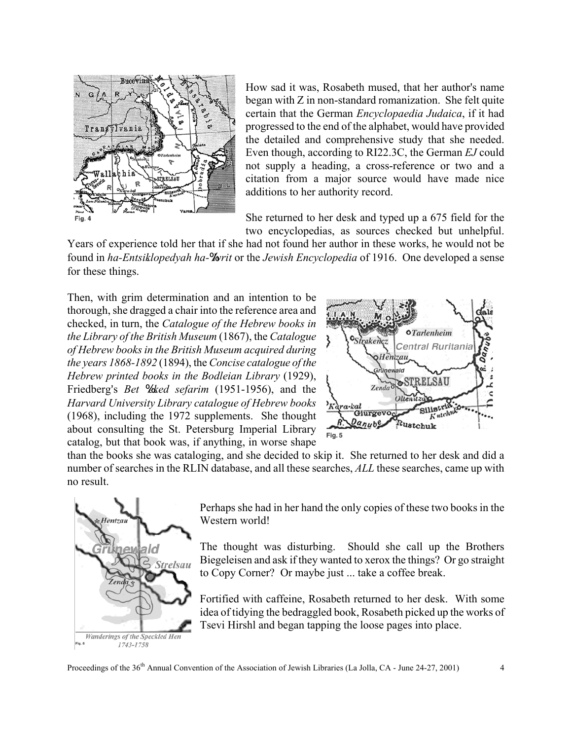How sad it was, Rosabeth mused, that her author's name began with Z in non-standard romanization. She felt quite certain that the German *Encyclopaedia Judaica*, if it had progressed to the end of the alphabet, would have provided the detailed and comprehensive study that she needed. Even though, according to RI22.3C, the German *EJ* could not supply a heading, a cross-reference or two and a citation from a major source would have made nice additions to her authority record.

Fig. 4

She returned to her desk and typed up a 675 field for the two encyclopedias, as sources checked but unhelpful. Years of experience told her that if she had not found her author in these works, he would not be found in *ha-Entsiklopedyah ha-%vrit* or the *Jewish Encyclopedia* of 1916. One developed a sense for these things.

Then, with grim determination and an intention to be thorough, she dragged a chair into the reference area and checked, in turn, the *Catalogue of the Hebrew books in the Library of the British Museum* (1867), the *Catalogue of Hebrew books in the British Museum acquired during the years 1868-1892* (1894), the *Concise catalogue of the Hebrew printed books in the Bodleian Library* (1929), Friedberg's *Bet %eked sefarim* (1951-1956), and the *Harvard University Library catalogue of Hebrew books* (1968), including the 1972 supplements. She thought about consulting the St. Petersburg Imperial Library catalog, but that book was, if anything, in worse shape than the books she was cataloging, and she decided to skip it. She returned to her desk and did a number of searches in the RLIN database, and all these searches, *ALL* these searches, came up with no result.

Fig. 5

Perhaps she had in her hand the only copies of these two books in the Western world!

The thought was disturbing. Should she call up the Brothers Biegeleisen and ask if they wanted to xerox the things? Or go straight to Copy Corner? Or maybe just ... take a coffee break.

Fortified with caffeine, Rosabeth returned to her desk. With some idea of tidying the bedraggled book, Rosabeth picked up the works of Tsevi Hirshl and began tapping the loose pages into place.

*Wanderings of the Speckled Hen 1743-1758*

Fig. 6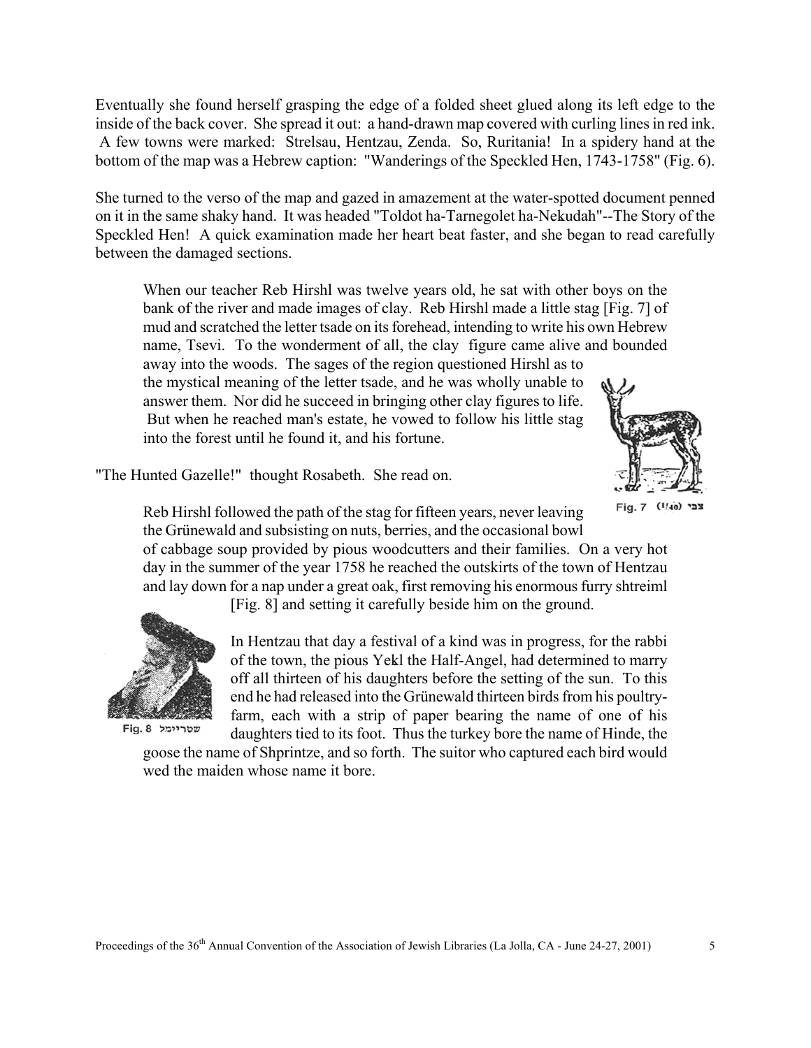Eventually she found herself grasping the edge of a folded sheet glued along its left edge to the inside of the back cover. She spread it out: a hand-drawn map covered with curling lines in red ink. A few towns were marked: Strelsau, Hentzau, Zenda. So, Ruritania! In a spidery hand at the bottom of the map was a Hebrew caption: "Wanderings of the Speckled Hen, 1743-1758" (Fig. 6).

She turned to the verso of the map and gazed in amazement at the water-spotted document penned on it in the same shaky hand. It was headed "Toldot ha-Tarnegolet ha-Nekudah"--The Story of the Speckled Hen! A quick examination made her heart beat faster, and she began to read carefully between the damaged sections.

> When our teacher Reb Hirshl was twelve years old, he sat with other boys on the bank of the river and made images of clay. Reb Hirshl made a little stag [Fig. 7] of mud and scratched the letter tsade on its forehead, intending to write his own Hebrew name, Tsevi. To the wonderment of all, the clay figure came alive and bounded away into the woods. The sages of the region questioned Hirshl as to the mystical meaning of the letter tsade, and he was wholly unable to answer them. Nor did he succeed in bringing other clay figures to life. But when he reached man's estate, he vowed to follow his little stag into the forest until he found it, and his fortune.

Fig. 7 (1/40) צבי

"The Hunted Gazelle!" thought Rosabeth. She read on.

> Reb Hirshl followed the path of the stag for fifteen years, never leaving the Grünewald and subsisting on nuts, berries, and the occasional bowl of cabbage soup provided by pious woodcutters and their families. On a very hot day in the summer of the year 1758 he reached the outskirts of the town of Hentzau and lay down for a nap under a great oak, first removing his enormous furry shtreiml [Fig. 8] and setting it carefully beside him on the ground.
>
> In Hentzau that day a festival of a kind was in progress, for the rabbi of the town, the pious Yekl the Half-Angel, had determined to marry off all thirteen of his daughters before the setting of the sun. To this end he had released into the Grünewald thirteen birds from his poultry-farm, each with a strip of paper bearing the name of one of his daughters tied to its foot. Thus the turkey bore the name of Hinde, the goose the name of Shprintze, and so forth. The suitor who captured each bird would wed the maiden whose name it bore.

Fig. 8 שטריימל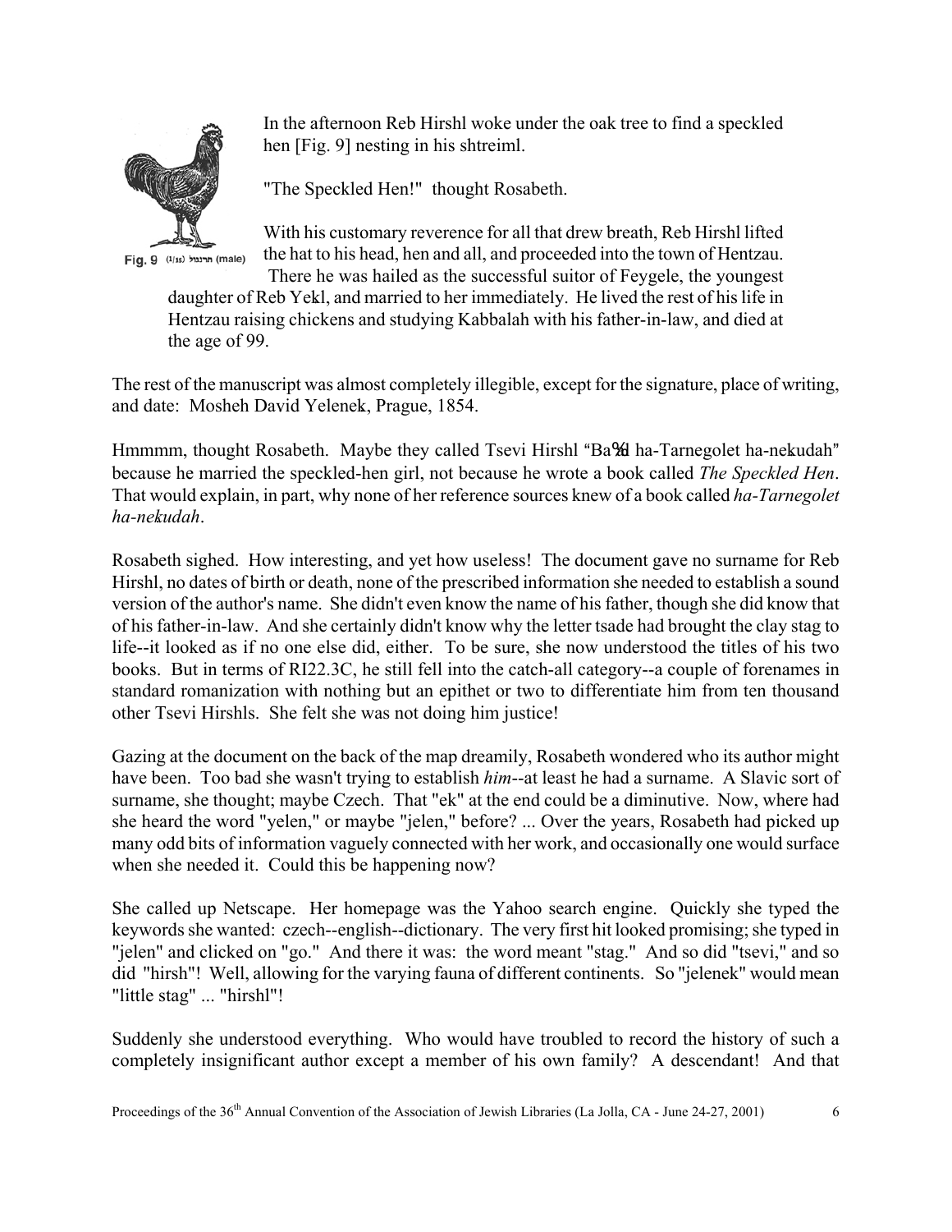In the afternoon Reb Hirshl woke under the oak tree to find a speckled hen [Fig. 9] nesting in his shtreiml.

Fig. 9 (1/16) תרנגול (male)

"The Speckled Hen!" thought Rosabeth.

With his customary reverence for all that drew breath, Reb Hirshl lifted the hat to his head, hen and all, and proceeded into the town of Hentzau. There he was hailed as the successful suitor of Feygele, the youngest daughter of Reb Yekl, and married to her immediately. He lived the rest of his life in Hentzau raising chickens and studying Kabbalah with his father-in-law, and died at the age of 99.

The rest of the manuscript was almost completely illegible, except for the signature, place of writing, and date: Mosheh David Yelenek, Prague, 1854.

Hmmmm, thought Rosabeth. Maybe they called Tsevi Hirshl "Baʻal ha-Tarnegolet ha-nekudah" because he married the speckled-hen girl, not because he wrote a book called *The Speckled Hen*. That would explain, in part, why none of her reference sources knew of a book called *ha-Tarnegolet ha-nekudah*.

Rosabeth sighed. How interesting, and yet how useless! The document gave no surname for Reb Hirshl, no dates of birth or death, none of the prescribed information she needed to establish a sound version of the author's name. She didn't even know the name of his father, though she did know that of his father-in-law. And she certainly didn't know why the letter tsade had brought the clay stag to life--it looked as if no one else did, either. To be sure, she now understood the titles of his two books. But in terms of RI22.3C, he still fell into the catch-all category--a couple of forenames in standard romanization with nothing but an epithet or two to differentiate him from ten thousand other Tsevi Hirshls. She felt she was not doing him justice!

Gazing at the document on the back of the map dreamily, Rosabeth wondered who its author might have been. Too bad she wasn't trying to establish *him*--at least he had a surname. A Slavic sort of surname, she thought; maybe Czech. That "ek" at the end could be a diminutive. Now, where had she heard the word "yelen," or maybe "jelen," before? ... Over the years, Rosabeth had picked up many odd bits of information vaguely connected with her work, and occasionally one would surface when she needed it. Could this be happening now?

She called up Netscape. Her homepage was the Yahoo search engine. Quickly she typed the keywords she wanted: czech--english--dictionary. The very first hit looked promising; she typed in "jelen" and clicked on "go." And there it was: the word meant "stag." And so did "tsevi," and so did "hirsh"! Well, allowing for the varying fauna of different continents. So "jelenek" would mean "little stag" ... "hirshl"!

Suddenly she understood everything. Who would have troubled to record the history of such a completely insignificant author except a member of his own family? A descendant! And that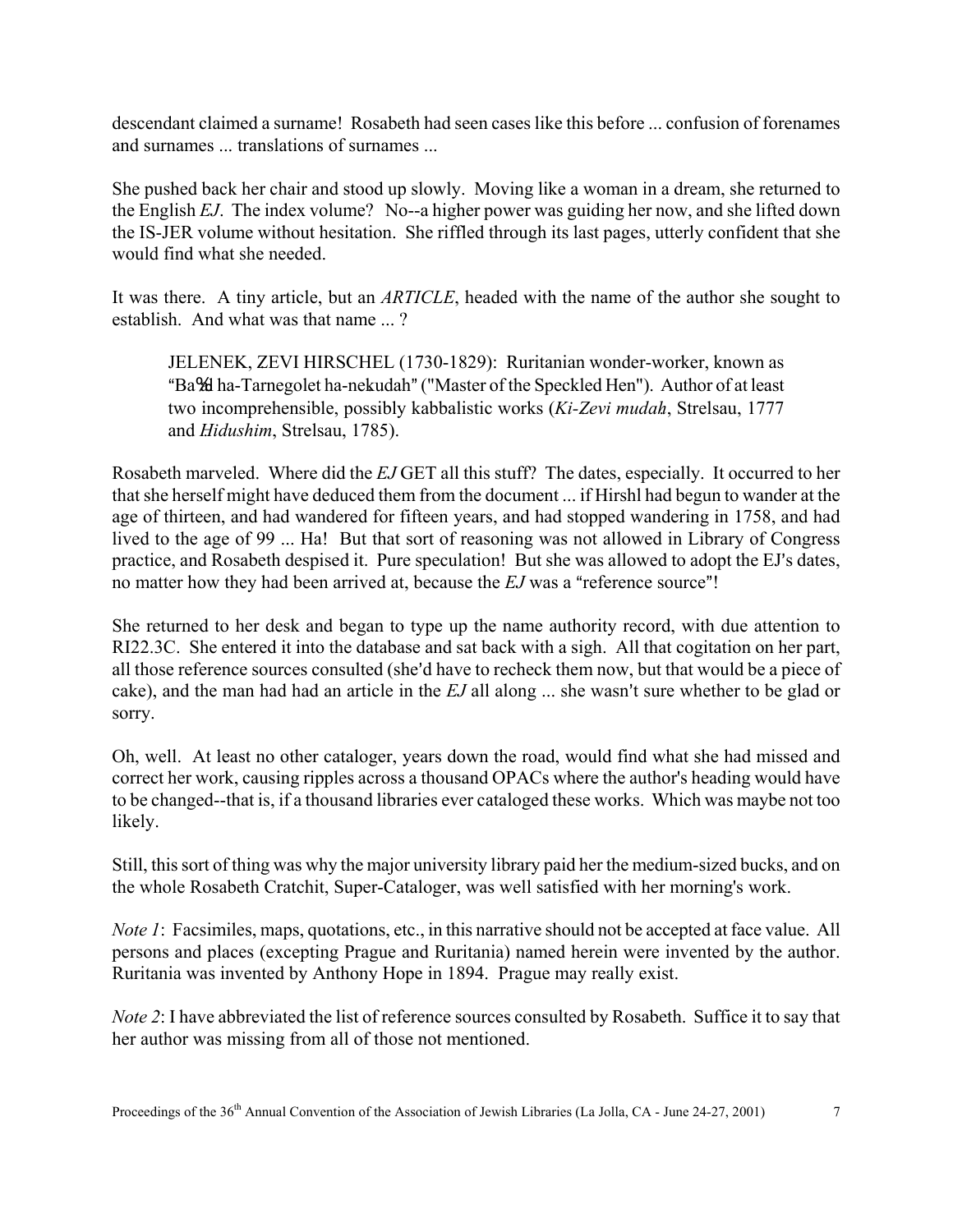descendant claimed a surname! Rosabeth had seen cases like this before ... confusion of forenames and surnames ... translations of surnames ...

She pushed back her chair and stood up slowly. Moving like a woman in a dream, she returned to the English *EJ*. The index volume? No--a higher power was guiding her now, and she lifted down the IS-JER volume without hesitation. She riffled through its last pages, utterly confident that she would find what she needed.

It was there. A tiny article, but an *ARTICLE*, headed with the name of the author she sought to establish. And what was that name ... ?

> JELENEK, ZEVI HIRSCHEL (1730-1829): Ruritanian wonder-worker, known as "Ba'al ha-Tarnegolet ha-nekudah" ("Master of the Speckled Hen"). Author of at least two incomprehensible, possibly kabbalistic works (*Ki-Zevi mudah*, Strelsau, 1777 and *Ḥidushim*, Strelsau, 1785).

Rosabeth marveled. Where did the *EJ* GET all this stuff? The dates, especially. It occurred to her that she herself might have deduced them from the document ... if Hirshl had begun to wander at the age of thirteen, and had wandered for fifteen years, and had stopped wandering in 1758, and had lived to the age of 99 ... Ha! But that sort of reasoning was not allowed in Library of Congress practice, and Rosabeth despised it. Pure speculation! But she was allowed to adopt the EJ's dates, no matter how they had been arrived at, because the *EJ* was a "reference source"!

She returned to her desk and began to type up the name authority record, with due attention to RI22.3C. She entered it into the database and sat back with a sigh. All that cogitation on her part, all those reference sources consulted (she'd have to recheck them now, but that would be a piece of cake), and the man had had an article in the *EJ* all along ... she wasn't sure whether to be glad or sorry.

Oh, well. At least no other cataloger, years down the road, would find what she had missed and correct her work, causing ripples across a thousand OPACs where the author's heading would have to be changed--that is, if a thousand libraries ever cataloged these works. Which was maybe not too likely.

Still, this sort of thing was why the major university library paid her the medium-sized bucks, and on the whole Rosabeth Cratchit, Super-Cataloger, was well satisfied with her morning's work.

*Note 1*: Facsimiles, maps, quotations, etc., in this narrative should not be accepted at face value. All persons and places (excepting Prague and Ruritania) named herein were invented by the author. Ruritania was invented by Anthony Hope in 1894. Prague may really exist.

*Note 2*: I have abbreviated the list of reference sources consulted by Rosabeth. Suffice it to say that her author was missing from all of those not mentioned.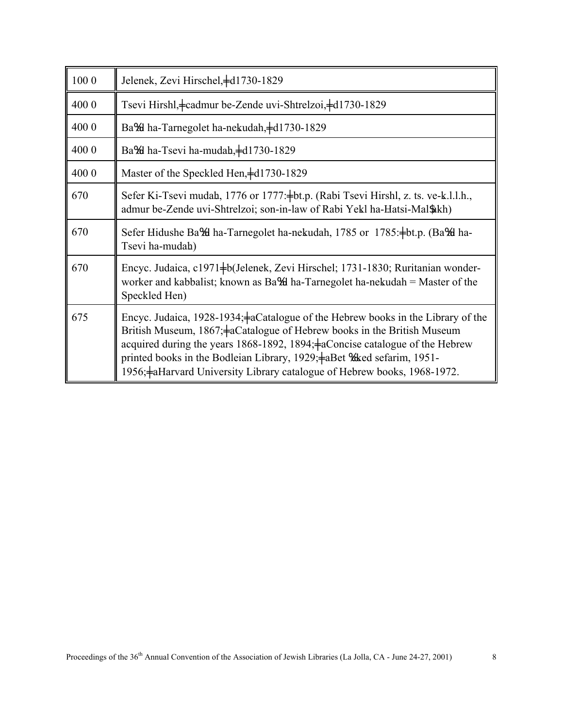| | |
|---|---|
| 100 0 | Jelenek, Zevi Hirschel,‡d1730-1829 |
| 400 0 | Tsevi Hirshl,‡cadmur be-Zende uvi-Shtrelzoi,‡d1730-1829 |
| 400 0 | Ba%al ha-Tarnegolet ha-nekudah,‡d1730-1829 |
| 400 0 | Ba%al ha-Tsevi ha-mudah,‡d1730-1829 |
| 400 0 | Master of the Speckled Hen,‡d1730-1829 |
| 670 | Sefer Ki-Tsevi mudah, 1776 or 1777:‡bt.p. (Rabi Tsevi Hirshl, z. ts. ve-k.l.l.h., admur be-Zende uvi-Shtrelzoi; son-in-law of Rabi Yekl ha-Hatsi-Mal$akh) |
| 670 | Sefer Hidushe Ba%al ha-Tarnegolet ha-nekudah, 1785 or 1785:‡bt.p. (Ba%al ha-Tsevi ha-mudah) |
| 670 | Encyc. Judaica, c1971‡b(Jelenek, Zevi Hirschel; 1731-1830; Ruritanian wonder-worker and kabbalist; known as Ba%al ha-Tarnegolet ha-nekudah = Master of the Speckled Hen) |
| 675 | Encyc. Judaica, 1928-1934;‡aCatalogue of the Hebrew books in the Library of the British Museum, 1867;‡aCatalogue of Hebrew books in the British Museum acquired during the years 1868-1892, 1894;‡aConcise catalogue of the Hebrew printed books in the Bodleian Library, 1929;‡aBet %eked sefarim, 1951-1956;‡aHarvard University Library catalogue of Hebrew books, 1968-1972. |